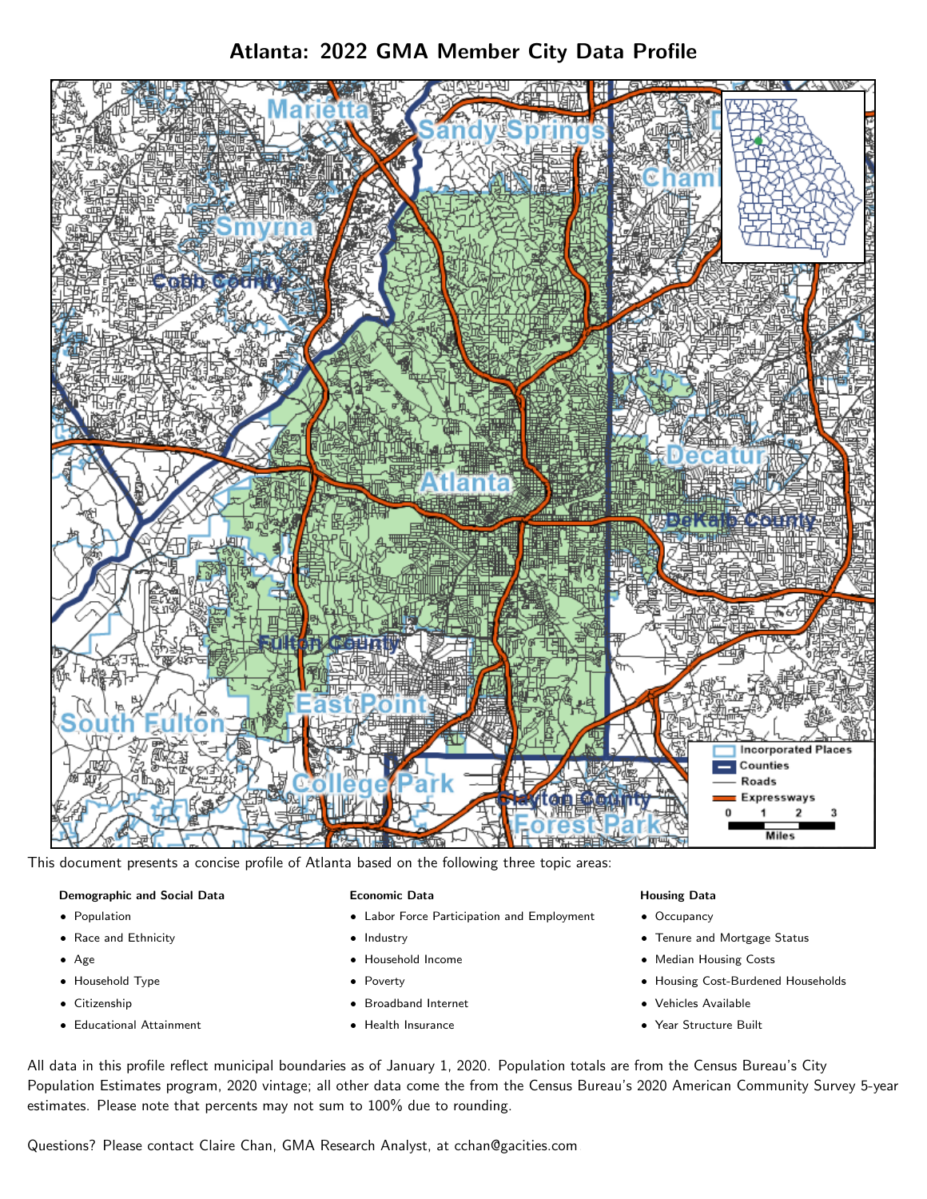# Atlanta: 2022 GMA Member City Data Profile

This document presents a concise profile of Atlanta based on the following three topic areas:

**Demographic and Social Data**

- Population
- Race and Ethnicity
- Age
- Household Type
- Citizenship
- Educational Attainment

**Economic Data**

- Labor Force Participation and Employment
- Industry
- Household Income
- Poverty
- Broadband Internet
- Health Insurance

**Housing Data**

- Occupancy
- Tenure and Mortgage Status
- Median Housing Costs
- Housing Cost-Burdened Households
- Vehicles Available
- Year Structure Built

All data in this profile reflect municipal boundaries as of January 1, 2020. Population totals are from the Census Bureau's City Population Estimates program, 2020 vintage; all other data come the from the Census Bureau's 2020 American Community Survey 5-year estimates. Please note that percents may not sum to 100% due to rounding.

Questions? Please contact Claire Chan, GMA Research Analyst, at cchan@gacities.com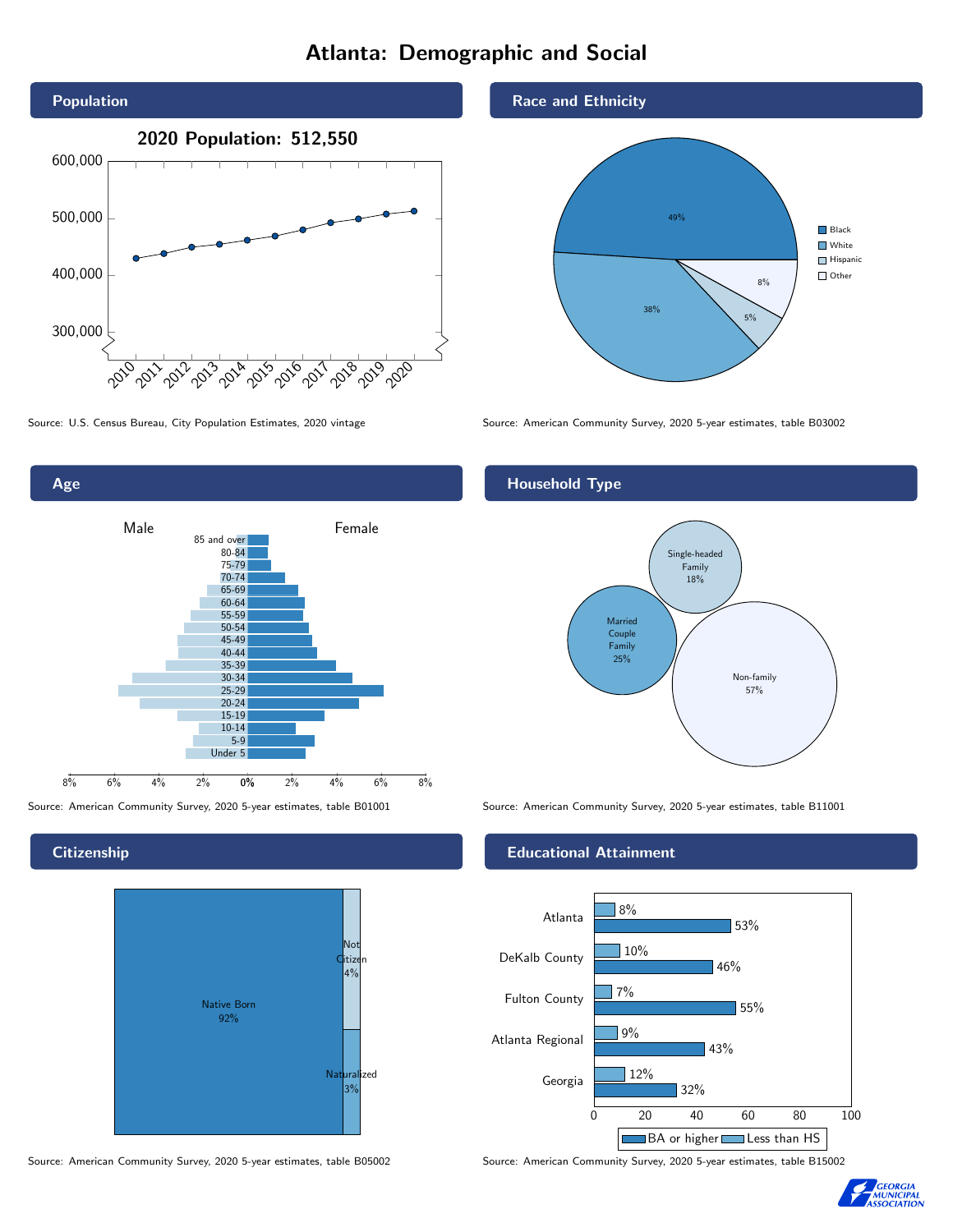# Atlanta: Demographic and Social

## Population

**2020 Population: 512,550**

Source: U.S. Census Bureau, City Population Estimates, 2020 vintage

## Race and Ethnicity

| Race/Ethnicity | Percent |
|---|---|
| Black | 49% |
| White | 38% |
| Hispanic | 5% |
| Other | 8% |

Source: American Community Survey, 2020 5-year estimates, table B03002

## Age

Male / Female

Age groups: 85 and over, 80-84, 75-79, 70-74, 65-69, 60-64, 55-59, 50-54, 45-49, 40-44, 35-39, 30-34, 25-29, 20-24, 15-19, 10-14, 5-9, Under 5

Source: American Community Survey, 2020 5-year estimates, table B01001

## Household Type

| Household Type | Percent |
|---|---|
| Single-headed Family | 18% |
| Married Couple Family | 25% |
| Non-family | 57% |

Source: American Community Survey, 2020 5-year estimates, table B11001

## Citizenship

| Citizenship | Percent |
|---|---|
| Native Born | 92% |
| Not Citizen | 4% |
| Naturalized | 3% |

Source: American Community Survey, 2020 5-year estimates, table B05002

## Educational Attainment

| Area | Less than HS | BA or higher |
|---|---|---|
| Atlanta | 8% | 53% |
| DeKalb County | 10% | 46% |
| Fulton County | 7% | 55% |
| Atlanta Regional | 9% | 43% |
| Georgia | 12% | 32% |

Source: American Community Survey, 2020 5-year estimates, table B15002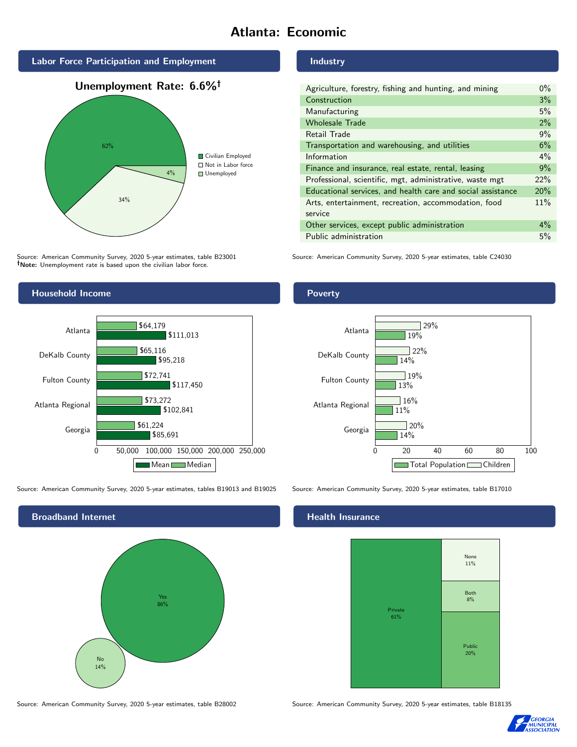# Atlanta: Economic

## Labor Force Participation and Employment

**Unemployment Rate: 6.6%†**

| Category | Percent |
|---|---|
| Civilian Employed | 62% |
| Not in Labor force | 34% |
| Unemployed | 4% |

Source: American Community Survey, 2020 5-year estimates, table B23001
**†Note:** Unemployment rate is based upon the civilian labor force.

## Industry

| Industry | Percent |
|---|---|
| Agriculture, forestry, fishing and hunting, and mining | 0% |
| Construction | 3% |
| Manufacturing | 5% |
| Wholesale Trade | 2% |
| Retail Trade | 9% |
| Transportation and warehousing, and utilities | 6% |
| Information | 4% |
| Finance and insurance, real estate, rental, leasing | 9% |
| Professional, scientific, mgt, administrative, waste mgt | 22% |
| Educational services, and health care and social assistance | 20% |
| Arts, entertainment, recreation, accommodation, food service | 11% |
| Other services, except public administration | 4% |
| Public administration | 5% |

Source: American Community Survey, 2020 5-year estimates, table C24030

## Household Income

| | Median | Mean |
|---|---|---|
| Atlanta | $64,179 | $111,013 |
| DeKalb County | $65,116 | $95,218 |
| Fulton County | $72,741 | $117,450 |
| Atlanta Regional | $73,272 | $102,841 |
| Georgia | $61,224 | $85,691 |

Source: American Community Survey, 2020 5-year estimates, tables B19013 and B19025

## Poverty

| | Children | Total Population |
|---|---|---|
| Atlanta | 29% | 19% |
| DeKalb County | 22% | 14% |
| Fulton County | 19% | 13% |
| Atlanta Regional | 16% | 11% |
| Georgia | 20% | 14% |

Source: American Community Survey, 2020 5-year estimates, table B17010

## Broadband Internet

| | Percent |
|---|---|
| Yes | 86% |
| No | 14% |

Source: American Community Survey, 2020 5-year estimates, table B28002

## Health Insurance

| | Percent |
|---|---|
| Private | 61% |
| Public | 20% |
| Both | 8% |
| None | 11% |

Source: American Community Survey, 2020 5-year estimates, table B18135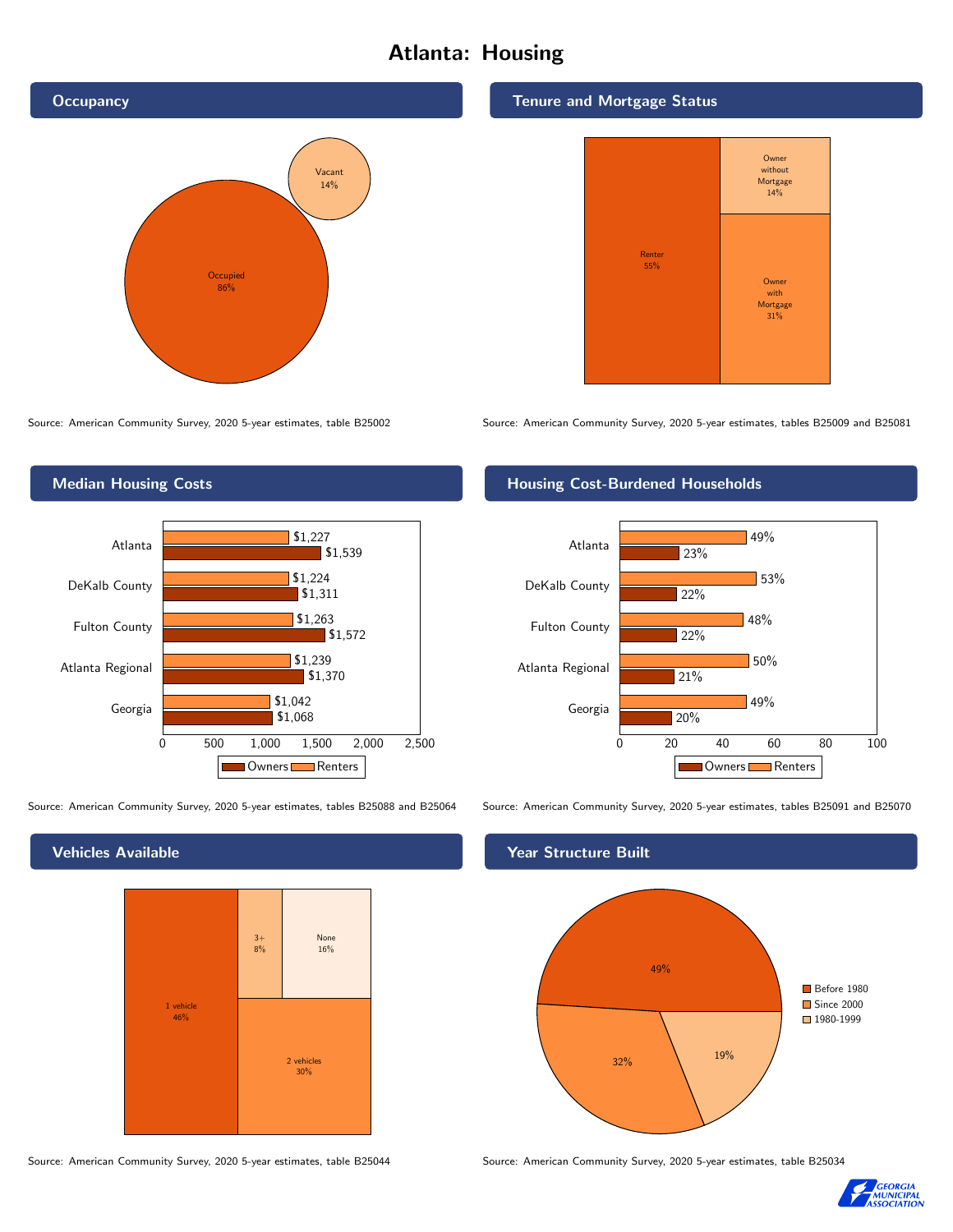# Atlanta: Housing

## Occupancy

Vacant
14%

Occupied
86%

Source: American Community Survey, 2020 5-year estimates, table B25002

## Tenure and Mortgage Status

Renter
55%

Owner without Mortgage
14%

Owner with Mortgage
31%

Source: American Community Survey, 2020 5-year estimates, tables B25009 and B25081

## Median Housing Costs

Atlanta: $1,227, $1,539
DeKalb County: $1,224, $1,311
Fulton County: $1,263, $1,572
Atlanta Regional: $1,239, $1,370
Georgia: $1,042, $1,068

0, 500, 1,000, 1,500, 2,000, 2,500

Owners, Renters

Source: American Community Survey, 2020 5-year estimates, tables B25088 and B25064

## Housing Cost-Burdened Households

Atlanta: 49%, 23%
DeKalb County: 53%, 22%
Fulton County: 48%, 22%
Atlanta Regional: 50%, 21%
Georgia: 49%, 20%

0, 20, 40, 60, 80, 100

Owners, Renters

Source: American Community Survey, 2020 5-year estimates, tables B25091 and B25070

## Vehicles Available

1 vehicle
46%

3+
8%

None
16%

2 vehicles
30%

Source: American Community Survey, 2020 5-year estimates, table B25044

## Year Structure Built

49%

32%

19%

Before 1980
Since 2000
1980-1999

Source: American Community Survey, 2020 5-year estimates, table B25034